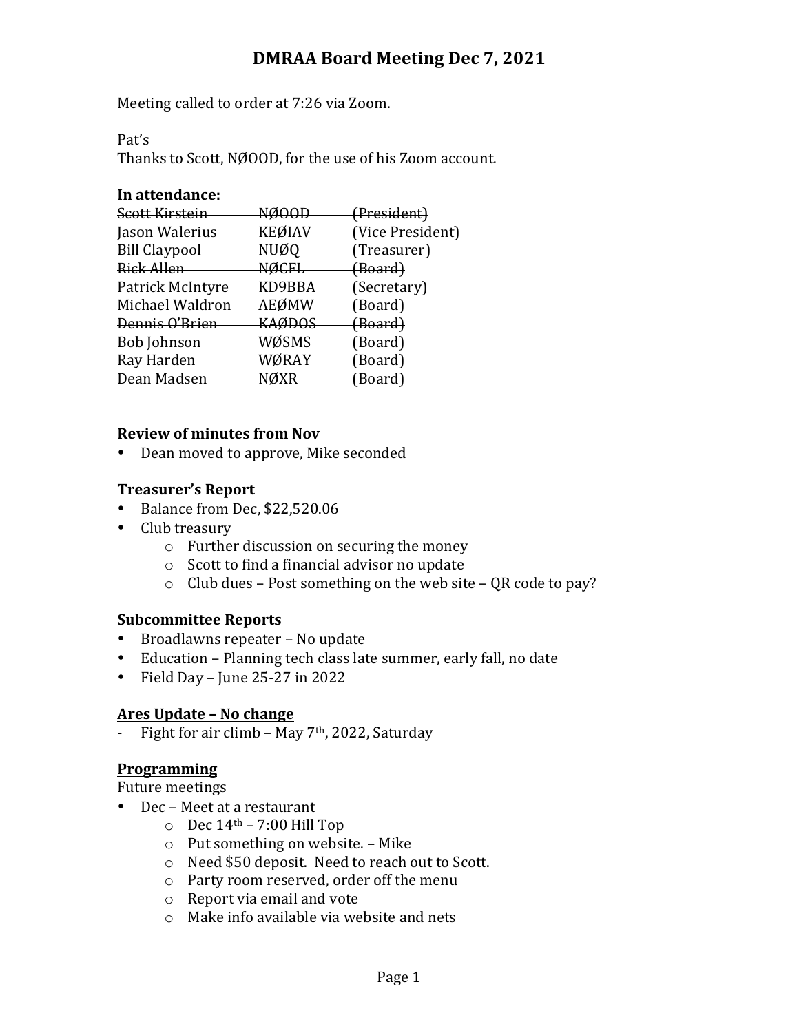# DMRAA Board Meeting Dec 7, 2021

Meeting called to order at 7:26 via Zoom.

Pat's
Thanks to Scott, NØOOD, for the use of his Zoom account.

**In attendance:**

| | | |
|---|---|---|
| ~~Scott Kirstein~~ | ~~NØOOD~~ | ~~(President)~~ |
| Jason Walerius | KEØIAV | (Vice President) |
| Bill Claypool | NUØQ | (Treasurer) |
| ~~Rick Allen~~ | ~~NØCFL~~ | ~~(Board)~~ |
| Patrick McIntyre | KD9BBA | (Secretary) |
| Michael Waldron | AEØMW | (Board) |
| ~~Dennis O'Brien~~ | ~~KAØDOS~~ | ~~(Board)~~ |
| Bob Johnson | WØSMS | (Board) |
| Ray Harden | WØRAY | (Board) |
| Dean Madsen | NØXR | (Board) |

**Review of minutes from Nov**

- Dean moved to approve, Mike seconded

**Treasurer's Report**

- Balance from Dec, $22,520.06
- Club treasury
    - Further discussion on securing the money
    - Scott to find a financial advisor no update
    - Club dues – Post something on the web site – QR code to pay?

**Subcommittee Reports**

- Broadlawns repeater – No update
- Education – Planning tech class late summer, early fall, no date
- Field Day – June 25-27 in 2022

**Ares Update – No change**

- Fight for air climb – May 7th, 2022, Saturday

**Programming**

Future meetings

- Dec – Meet at a restaurant
    - Dec 14th – 7:00 Hill Top
    - Put something on website. – Mike
    - Need $50 deposit. Need to reach out to Scott.
    - Party room reserved, order off the menu
    - Report via email and vote
    - Make info available via website and nets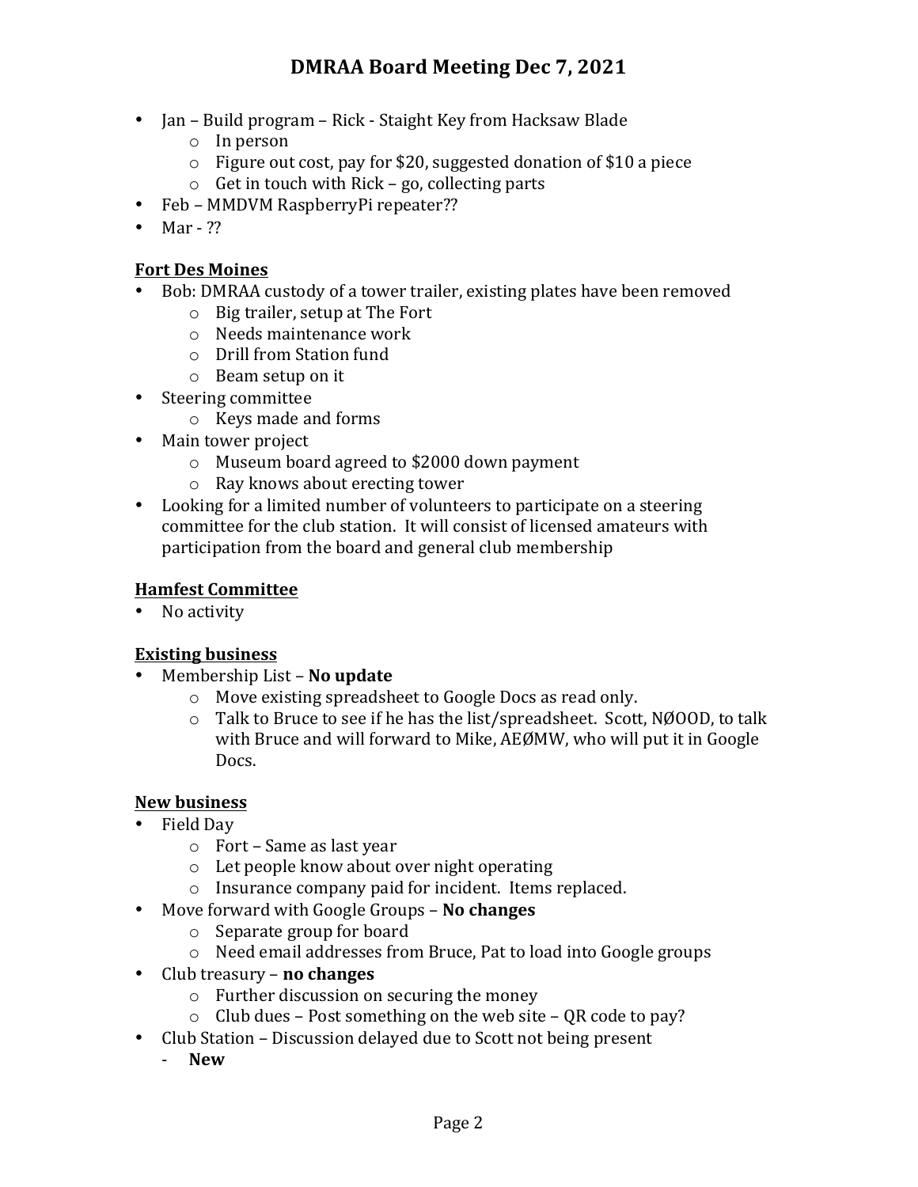- Jan – Build program – Rick - Staight Key from Hacksaw Blade
    - In person
    - Figure out cost, pay for $20, suggested donation of $10 a piece
    - Get in touch with Rick – go, collecting parts
- Feb – MMDVM RaspberryPi repeater??
- Mar - ??

**Fort Des Moines**

- Bob: DMRAA custody of a tower trailer, existing plates have been removed
    - Big trailer, setup at The Fort
    - Needs maintenance work
    - Drill from Station fund
    - Beam setup on it
- Steering committee
    - Keys made and forms
- Main tower project
    - Museum board agreed to $2000 down payment
    - Ray knows about erecting tower
- Looking for a limited number of volunteers to participate on a steering committee for the club station. It will consist of licensed amateurs with participation from the board and general club membership

**Hamfest Committee**

- No activity

**Existing business**

- Membership List – **No update**
    - Move existing spreadsheet to Google Docs as read only.
    - Talk to Bruce to see if he has the list/spreadsheet. Scott, NØOOD, to talk with Bruce and will forward to Mike, AEØMW, who will put it in Google Docs.

**New business**

- Field Day
    - Fort – Same as last year
    - Let people know about over night operating
    - Insurance company paid for incident. Items replaced.
- Move forward with Google Groups – **No changes**
    - Separate group for board
    - Need email addresses from Bruce, Pat to load into Google groups
- Club treasury – **no changes**
    - Further discussion on securing the money
    - Club dues – Post something on the web site – QR code to pay?
- Club Station – Discussion delayed due to Scott not being present
    - **New**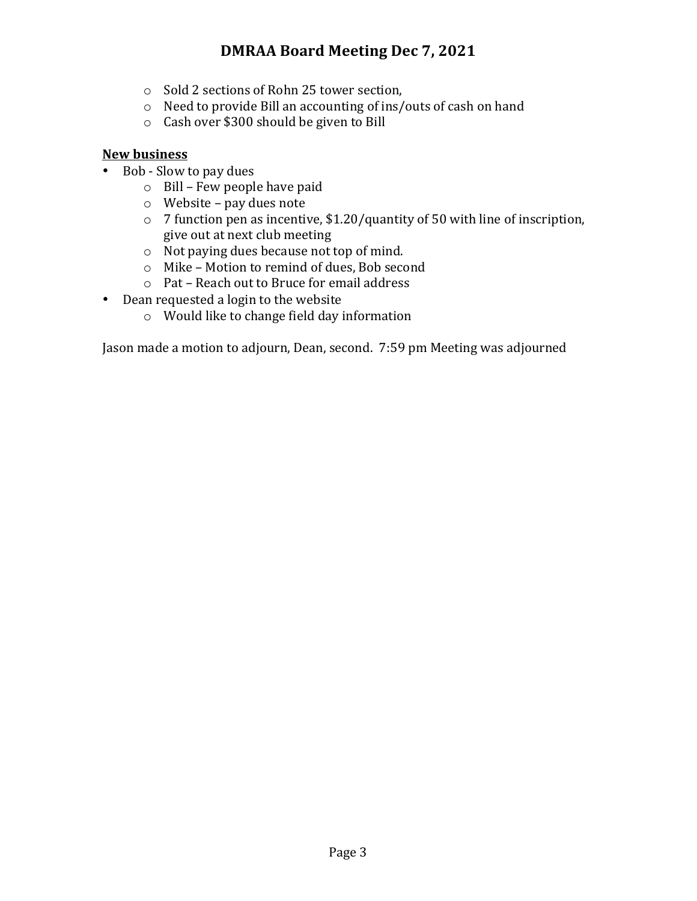- Sold 2 sections of Rohn 25 tower section,
  - Need to provide Bill an accounting of ins/outs of cash on hand
  - Cash over $300 should be given to Bill

**New business**

- Bob - Slow to pay dues
  - Bill – Few people have paid
  - Website – pay dues note
  - 7 function pen as incentive, $1.20/quantity of 50 with line of inscription, give out at next club meeting
  - Not paying dues because not top of mind.
  - Mike – Motion to remind of dues, Bob second
  - Pat – Reach out to Bruce for email address
- Dean requested a login to the website
  - Would like to change field day information

Jason made a motion to adjourn, Dean, second. 7:59 pm Meeting was adjourned